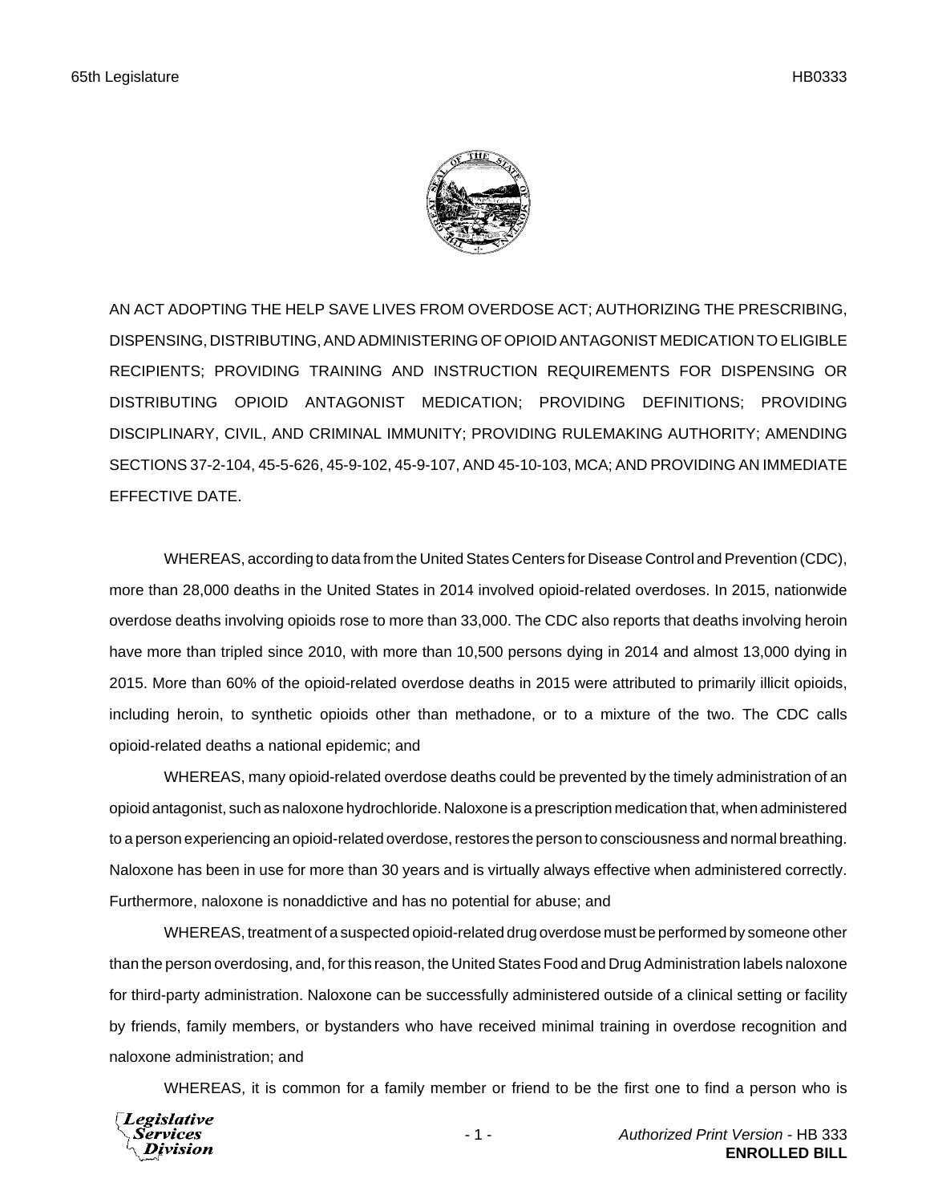AN ACT ADOPTING THE HELP SAVE LIVES FROM OVERDOSE ACT; AUTHORIZING THE PRESCRIBING, DISPENSING, DISTRIBUTING, AND ADMINISTERING OF OPIOID ANTAGONIST MEDICATION TO ELIGIBLE RECIPIENTS; PROVIDING TRAINING AND INSTRUCTION REQUIREMENTS FOR DISPENSING OR DISTRIBUTING OPIOID ANTAGONIST MEDICATION; PROVIDING DEFINITIONS; PROVIDING DISCIPLINARY, CIVIL, AND CRIMINAL IMMUNITY; PROVIDING RULEMAKING AUTHORITY; AMENDING SECTIONS 37-2-104, 45-5-626, 45-9-102, 45-9-107, AND 45-10-103, MCA; AND PROVIDING AN IMMEDIATE EFFECTIVE DATE.

WHEREAS, according to data from the United States Centers for Disease Control and Prevention (CDC), more than 28,000 deaths in the United States in 2014 involved opioid-related overdoses. In 2015, nationwide overdose deaths involving opioids rose to more than 33,000. The CDC also reports that deaths involving heroin have more than tripled since 2010, with more than 10,500 persons dying in 2014 and almost 13,000 dying in 2015. More than 60% of the opioid-related overdose deaths in 2015 were attributed to primarily illicit opioids, including heroin, to synthetic opioids other than methadone, or to a mixture of the two. The CDC calls opioid-related deaths a national epidemic; and

WHEREAS, many opioid-related overdose deaths could be prevented by the timely administration of an opioid antagonist, such as naloxone hydrochloride. Naloxone is a prescription medication that, when administered to a person experiencing an opioid-related overdose, restores the person to consciousness and normal breathing. Naloxone has been in use for more than 30 years and is virtually always effective when administered correctly. Furthermore, naloxone is nonaddictive and has no potential for abuse; and

WHEREAS, treatment of a suspected opioid-related drug overdose must be performed by someone other than the person overdosing, and, for this reason, the United States Food and Drug Administration labels naloxone for third-party administration. Naloxone can be successfully administered outside of a clinical setting or facility by friends, family members, or bystanders who have received minimal training in overdose recognition and naloxone administration; and

WHEREAS, it is common for a family member or friend to be the first one to find a person who is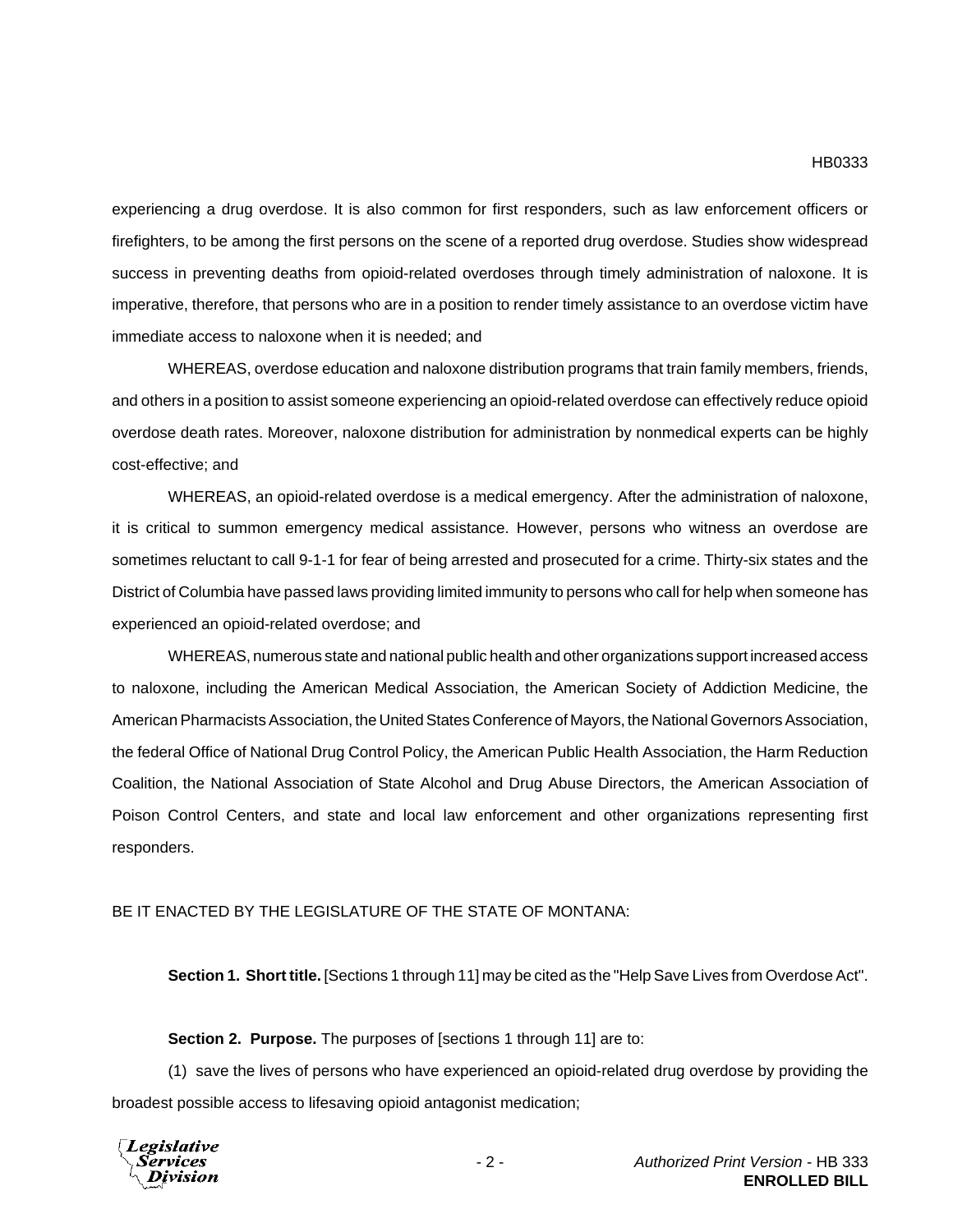experiencing a drug overdose. It is also common for first responders, such as law enforcement officers or firefighters, to be among the first persons on the scene of a reported drug overdose. Studies show widespread success in preventing deaths from opioid-related overdoses through timely administration of naloxone. It is imperative, therefore, that persons who are in a position to render timely assistance to an overdose victim have immediate access to naloxone when it is needed; and

WHEREAS, overdose education and naloxone distribution programs that train family members, friends, and others in a position to assist someone experiencing an opioid-related overdose can effectively reduce opioid overdose death rates. Moreover, naloxone distribution for administration by nonmedical experts can be highly cost-effective; and

WHEREAS, an opioid-related overdose is a medical emergency. After the administration of naloxone, it is critical to summon emergency medical assistance. However, persons who witness an overdose are sometimes reluctant to call 9-1-1 for fear of being arrested and prosecuted for a crime. Thirty-six states and the District of Columbia have passed laws providing limited immunity to persons who call for help when someone has experienced an opioid-related overdose; and

WHEREAS, numerous state and national public health and other organizations support increased access to naloxone, including the American Medical Association, the American Society of Addiction Medicine, the American Pharmacists Association, the United States Conference of Mayors, the National Governors Association, the federal Office of National Drug Control Policy, the American Public Health Association, the Harm Reduction Coalition, the National Association of State Alcohol and Drug Abuse Directors, the American Association of Poison Control Centers, and state and local law enforcement and other organizations representing first responders.

BE IT ENACTED BY THE LEGISLATURE OF THE STATE OF MONTANA:

**Section 1. Short title.** [Sections 1 through 11] may be cited as the "Help Save Lives from Overdose Act".

**Section 2. Purpose.** The purposes of [sections 1 through 11] are to:

(1) save the lives of persons who have experienced an opioid-related drug overdose by providing the broadest possible access to lifesaving opioid antagonist medication;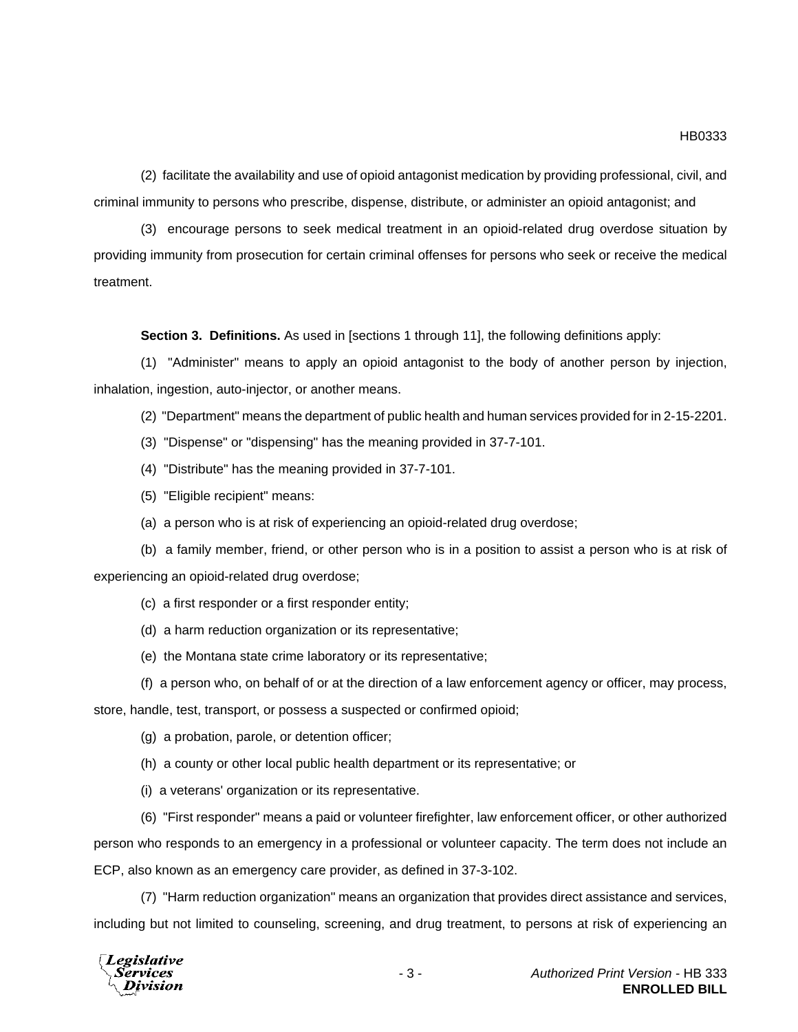(2) facilitate the availability and use of opioid antagonist medication by providing professional, civil, and criminal immunity to persons who prescribe, dispense, distribute, or administer an opioid antagonist; and

(3) encourage persons to seek medical treatment in an opioid-related drug overdose situation by providing immunity from prosecution for certain criminal offenses for persons who seek or receive the medical treatment.

**Section 3. Definitions.** As used in [sections 1 through 11], the following definitions apply:

(1) "Administer" means to apply an opioid antagonist to the body of another person by injection, inhalation, ingestion, auto-injector, or another means.

(2) "Department" means the department of public health and human services provided for in 2-15-2201.

(3) "Dispense" or "dispensing" has the meaning provided in 37-7-101.

(4) "Distribute" has the meaning provided in 37-7-101.

(5) "Eligible recipient" means:

(a) a person who is at risk of experiencing an opioid-related drug overdose;

(b) a family member, friend, or other person who is in a position to assist a person who is at risk of experiencing an opioid-related drug overdose;

(c) a first responder or a first responder entity;

(d) a harm reduction organization or its representative;

(e) the Montana state crime laboratory or its representative;

(f) a person who, on behalf of or at the direction of a law enforcement agency or officer, may process, store, handle, test, transport, or possess a suspected or confirmed opioid;

(g) a probation, parole, or detention officer;

(h) a county or other local public health department or its representative; or

(i) a veterans' organization or its representative.

(6) "First responder" means a paid or volunteer firefighter, law enforcement officer, or other authorized person who responds to an emergency in a professional or volunteer capacity. The term does not include an ECP, also known as an emergency care provider, as defined in 37-3-102.

(7) "Harm reduction organization" means an organization that provides direct assistance and services, including but not limited to counseling, screening, and drug treatment, to persons at risk of experiencing an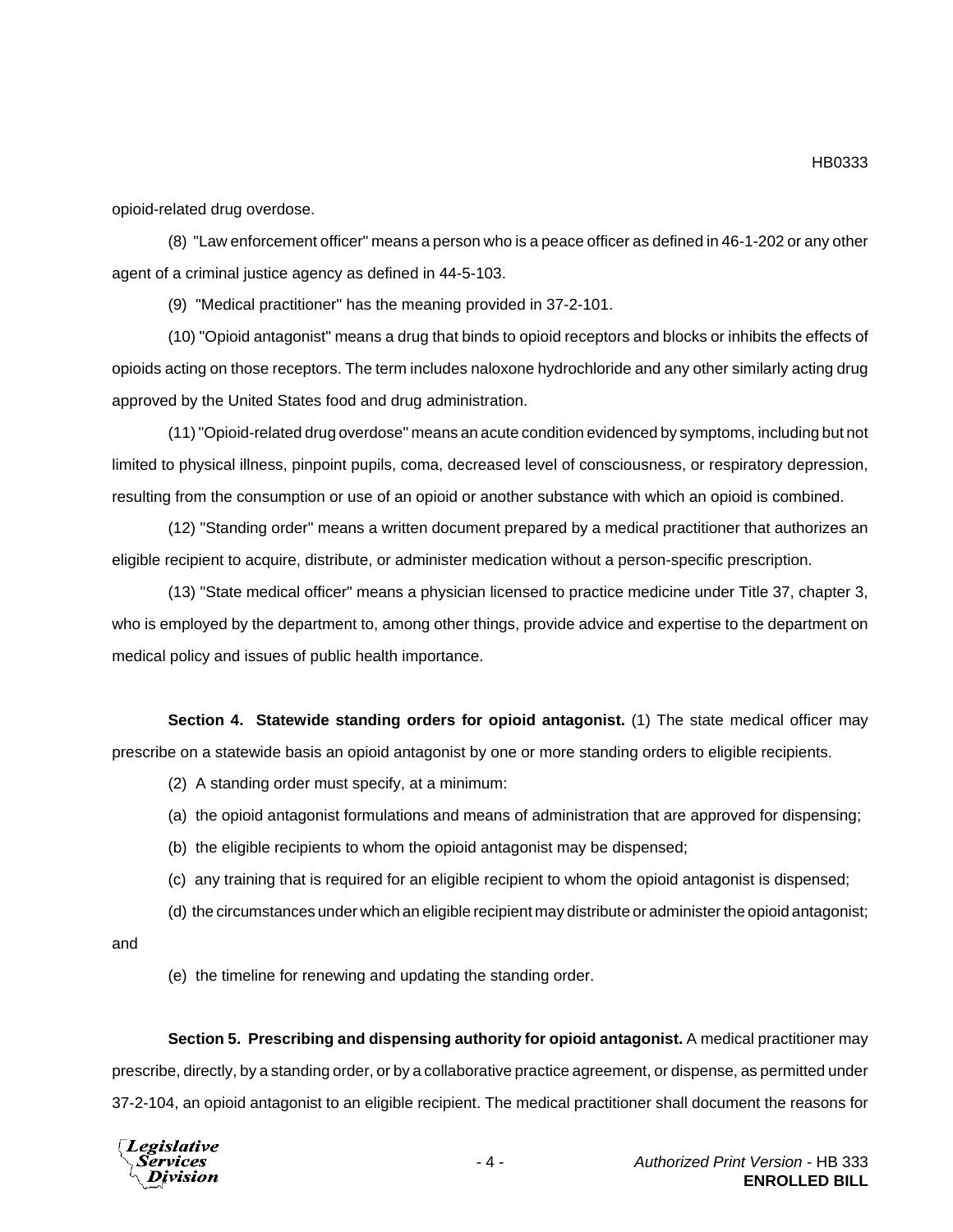opioid-related drug overdose.

(8) "Law enforcement officer" means a person who is a peace officer as defined in 46-1-202 or any other agent of a criminal justice agency as defined in 44-5-103.

(9) "Medical practitioner" has the meaning provided in 37-2-101.

(10) "Opioid antagonist" means a drug that binds to opioid receptors and blocks or inhibits the effects of opioids acting on those receptors. The term includes naloxone hydrochloride and any other similarly acting drug approved by the United States food and drug administration.

(11) "Opioid-related drug overdose" means an acute condition evidenced by symptoms, including but not limited to physical illness, pinpoint pupils, coma, decreased level of consciousness, or respiratory depression, resulting from the consumption or use of an opioid or another substance with which an opioid is combined.

(12) "Standing order" means a written document prepared by a medical practitioner that authorizes an eligible recipient to acquire, distribute, or administer medication without a person-specific prescription.

(13) "State medical officer" means a physician licensed to practice medicine under Title 37, chapter 3, who is employed by the department to, among other things, provide advice and expertise to the department on medical policy and issues of public health importance.

**Section 4. Statewide standing orders for opioid antagonist.** (1) The state medical officer may prescribe on a statewide basis an opioid antagonist by one or more standing orders to eligible recipients.

(2) A standing order must specify, at a minimum:

(a) the opioid antagonist formulations and means of administration that are approved for dispensing;

(b) the eligible recipients to whom the opioid antagonist may be dispensed;

(c) any training that is required for an eligible recipient to whom the opioid antagonist is dispensed;

(d) the circumstances under which an eligible recipient may distribute or administer the opioid antagonist; and

(e) the timeline for renewing and updating the standing order.

**Section 5. Prescribing and dispensing authority for opioid antagonist.** A medical practitioner may prescribe, directly, by a standing order, or by a collaborative practice agreement, or dispense, as permitted under 37-2-104, an opioid antagonist to an eligible recipient. The medical practitioner shall document the reasons for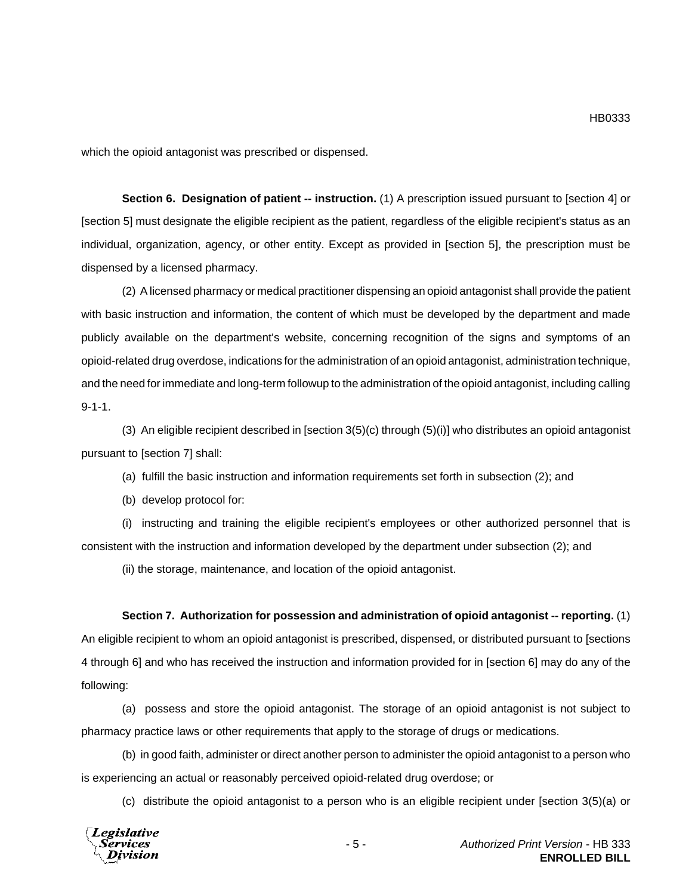which the opioid antagonist was prescribed or dispensed.

**Section 6. Designation of patient -- instruction.** (1) A prescription issued pursuant to [section 4] or [section 5] must designate the eligible recipient as the patient, regardless of the eligible recipient's status as an individual, organization, agency, or other entity. Except as provided in [section 5], the prescription must be dispensed by a licensed pharmacy.

(2) A licensed pharmacy or medical practitioner dispensing an opioid antagonist shall provide the patient with basic instruction and information, the content of which must be developed by the department and made publicly available on the department's website, concerning recognition of the signs and symptoms of an opioid-related drug overdose, indications for the administration of an opioid antagonist, administration technique, and the need for immediate and long-term followup to the administration of the opioid antagonist, including calling 9-1-1.

(3) An eligible recipient described in [section 3(5)(c) through (5)(i)] who distributes an opioid antagonist pursuant to [section 7] shall:

(a) fulfill the basic instruction and information requirements set forth in subsection (2); and

(b) develop protocol for:

(i) instructing and training the eligible recipient's employees or other authorized personnel that is consistent with the instruction and information developed by the department under subsection (2); and

(ii) the storage, maintenance, and location of the opioid antagonist.

**Section 7. Authorization for possession and administration of opioid antagonist -- reporting.** (1) An eligible recipient to whom an opioid antagonist is prescribed, dispensed, or distributed pursuant to [sections 4 through 6] and who has received the instruction and information provided for in [section 6] may do any of the following:

(a) possess and store the opioid antagonist. The storage of an opioid antagonist is not subject to pharmacy practice laws or other requirements that apply to the storage of drugs or medications.

(b) in good faith, administer or direct another person to administer the opioid antagonist to a person who is experiencing an actual or reasonably perceived opioid-related drug overdose; or

(c) distribute the opioid antagonist to a person who is an eligible recipient under [section 3(5)(a) or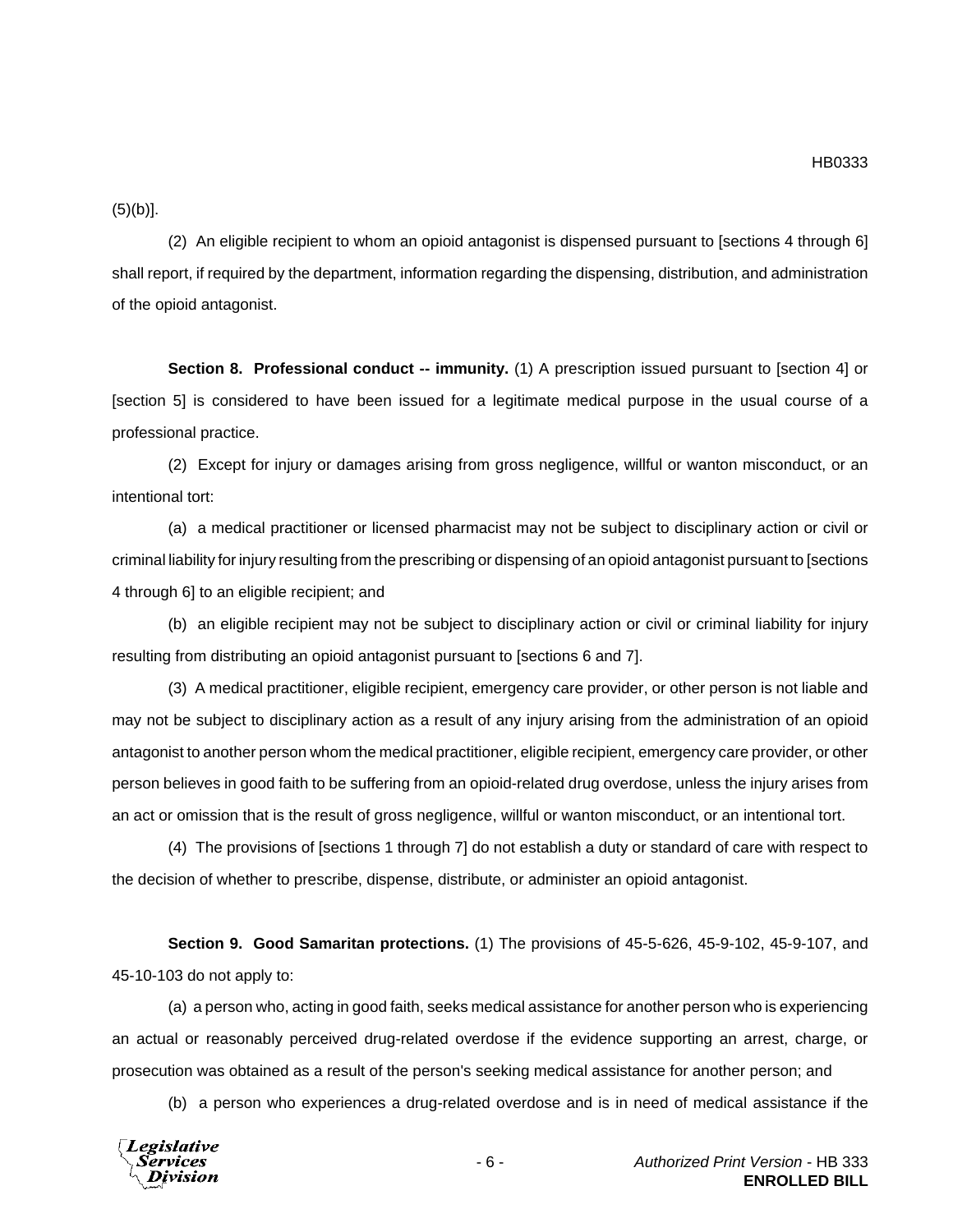(5)(b)].

(2) An eligible recipient to whom an opioid antagonist is dispensed pursuant to [sections 4 through 6] shall report, if required by the department, information regarding the dispensing, distribution, and administration of the opioid antagonist.

**Section 8. Professional conduct -- immunity.** (1) A prescription issued pursuant to [section 4] or [section 5] is considered to have been issued for a legitimate medical purpose in the usual course of a professional practice.

(2) Except for injury or damages arising from gross negligence, willful or wanton misconduct, or an intentional tort:

(a) a medical practitioner or licensed pharmacist may not be subject to disciplinary action or civil or criminal liability for injury resulting from the prescribing or dispensing of an opioid antagonist pursuant to [sections 4 through 6] to an eligible recipient; and

(b) an eligible recipient may not be subject to disciplinary action or civil or criminal liability for injury resulting from distributing an opioid antagonist pursuant to [sections 6 and 7].

(3) A medical practitioner, eligible recipient, emergency care provider, or other person is not liable and may not be subject to disciplinary action as a result of any injury arising from the administration of an opioid antagonist to another person whom the medical practitioner, eligible recipient, emergency care provider, or other person believes in good faith to be suffering from an opioid-related drug overdose, unless the injury arises from an act or omission that is the result of gross negligence, willful or wanton misconduct, or an intentional tort.

(4) The provisions of [sections 1 through 7] do not establish a duty or standard of care with respect to the decision of whether to prescribe, dispense, distribute, or administer an opioid antagonist.

**Section 9. Good Samaritan protections.** (1) The provisions of 45-5-626, 45-9-102, 45-9-107, and 45-10-103 do not apply to:

(a) a person who, acting in good faith, seeks medical assistance for another person who is experiencing an actual or reasonably perceived drug-related overdose if the evidence supporting an arrest, charge, or prosecution was obtained as a result of the person's seeking medical assistance for another person; and

(b) a person who experiences a drug-related overdose and is in need of medical assistance if the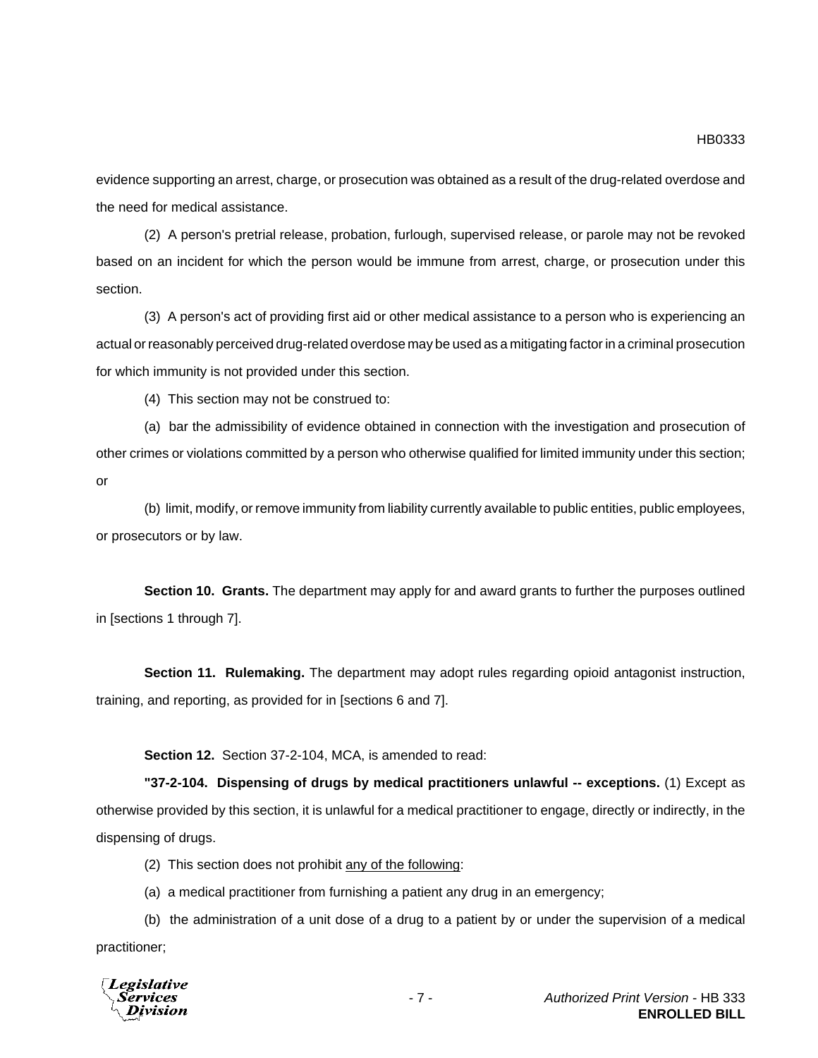evidence supporting an arrest, charge, or prosecution was obtained as a result of the drug-related overdose and the need for medical assistance.

(2) A person's pretrial release, probation, furlough, supervised release, or parole may not be revoked based on an incident for which the person would be immune from arrest, charge, or prosecution under this section.

(3) A person's act of providing first aid or other medical assistance to a person who is experiencing an actual or reasonably perceived drug-related overdose may be used as a mitigating factor in a criminal prosecution for which immunity is not provided under this section.

(4) This section may not be construed to:

(a) bar the admissibility of evidence obtained in connection with the investigation and prosecution of other crimes or violations committed by a person who otherwise qualified for limited immunity under this section; or

(b) limit, modify, or remove immunity from liability currently available to public entities, public employees, or prosecutors or by law.

**Section 10. Grants.** The department may apply for and award grants to further the purposes outlined in [sections 1 through 7].

**Section 11. Rulemaking.** The department may adopt rules regarding opioid antagonist instruction, training, and reporting, as provided for in [sections 6 and 7].

**Section 12.** Section 37-2-104, MCA, is amended to read:

**"37-2-104. Dispensing of drugs by medical practitioners unlawful -- exceptions.** (1) Except as otherwise provided by this section, it is unlawful for a medical practitioner to engage, directly or indirectly, in the dispensing of drugs.

(2) This section does not prohibit <u>any of the following</u>:

(a) a medical practitioner from furnishing a patient any drug in an emergency;

(b) the administration of a unit dose of a drug to a patient by or under the supervision of a medical practitioner;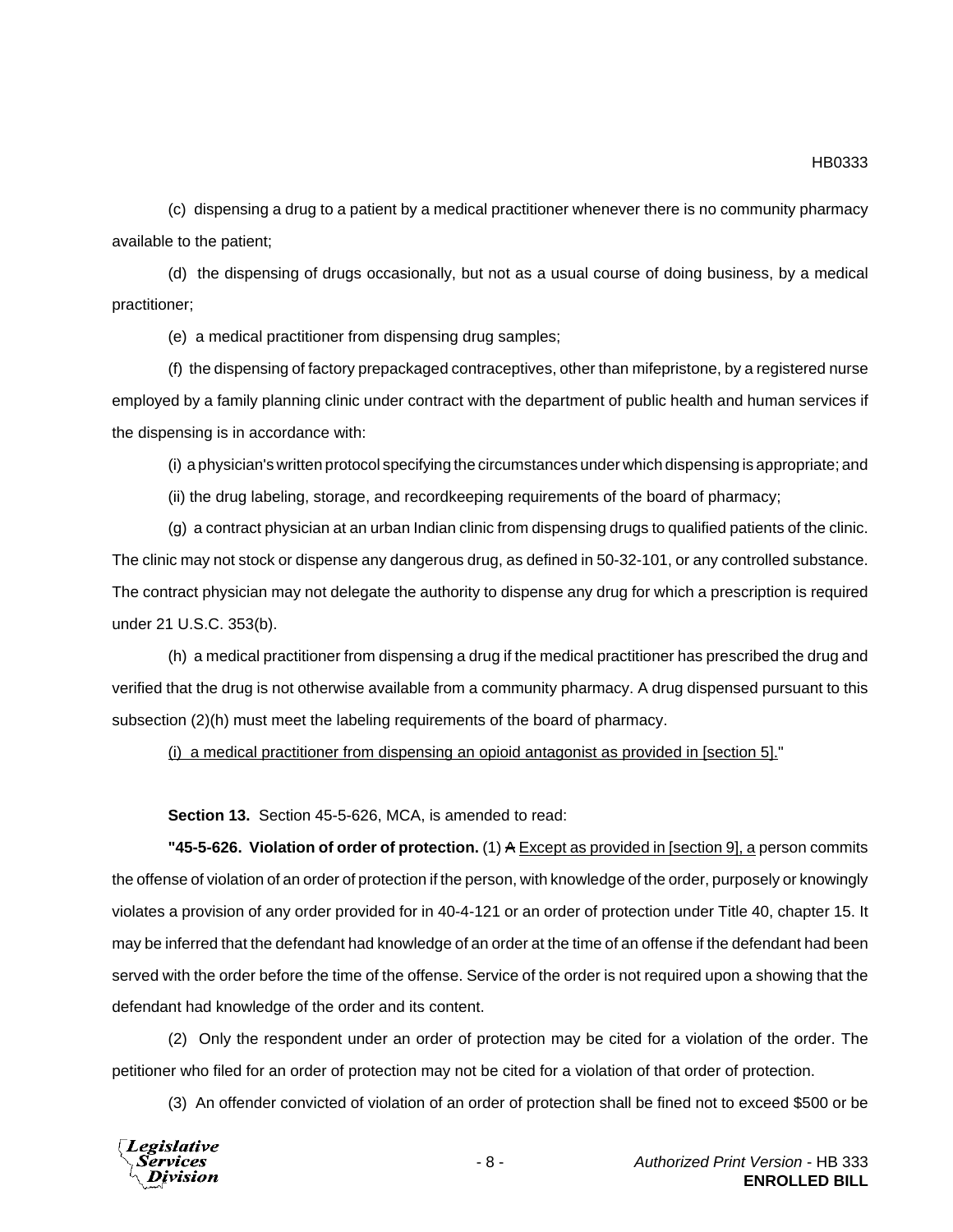(c) dispensing a drug to a patient by a medical practitioner whenever there is no community pharmacy available to the patient;

(d) the dispensing of drugs occasionally, but not as a usual course of doing business, by a medical practitioner;

(e) a medical practitioner from dispensing drug samples;

(f) the dispensing of factory prepackaged contraceptives, other than mifepristone, by a registered nurse employed by a family planning clinic under contract with the department of public health and human services if the dispensing is in accordance with:

(i) a physician's written protocol specifying the circumstances under which dispensing is appropriate; and

(ii) the drug labeling, storage, and recordkeeping requirements of the board of pharmacy;

(g) a contract physician at an urban Indian clinic from dispensing drugs to qualified patients of the clinic. The clinic may not stock or dispense any dangerous drug, as defined in 50-32-101, or any controlled substance. The contract physician may not delegate the authority to dispense any drug for which a prescription is required under 21 U.S.C. 353(b).

(h) a medical practitioner from dispensing a drug if the medical practitioner has prescribed the drug and verified that the drug is not otherwise available from a community pharmacy. A drug dispensed pursuant to this subsection (2)(h) must meet the labeling requirements of the board of pharmacy.

<u>(i) a medical practitioner from dispensing an opioid antagonist as provided in [section 5].</u>"

**Section 13.** Section 45-5-626, MCA, is amended to read:

**"45-5-626. Violation of order of protection.** (1) ~~A~~ <u>Except as provided in [section 9], a</u> person commits the offense of violation of an order of protection if the person, with knowledge of the order, purposely or knowingly violates a provision of any order provided for in 40-4-121 or an order of protection under Title 40, chapter 15. It may be inferred that the defendant had knowledge of an order at the time of an offense if the defendant had been served with the order before the time of the offense. Service of the order is not required upon a showing that the defendant had knowledge of the order and its content.

(2) Only the respondent under an order of protection may be cited for a violation of the order. The petitioner who filed for an order of protection may not be cited for a violation of that order of protection.

(3) An offender convicted of violation of an order of protection shall be fined not to exceed $500 or be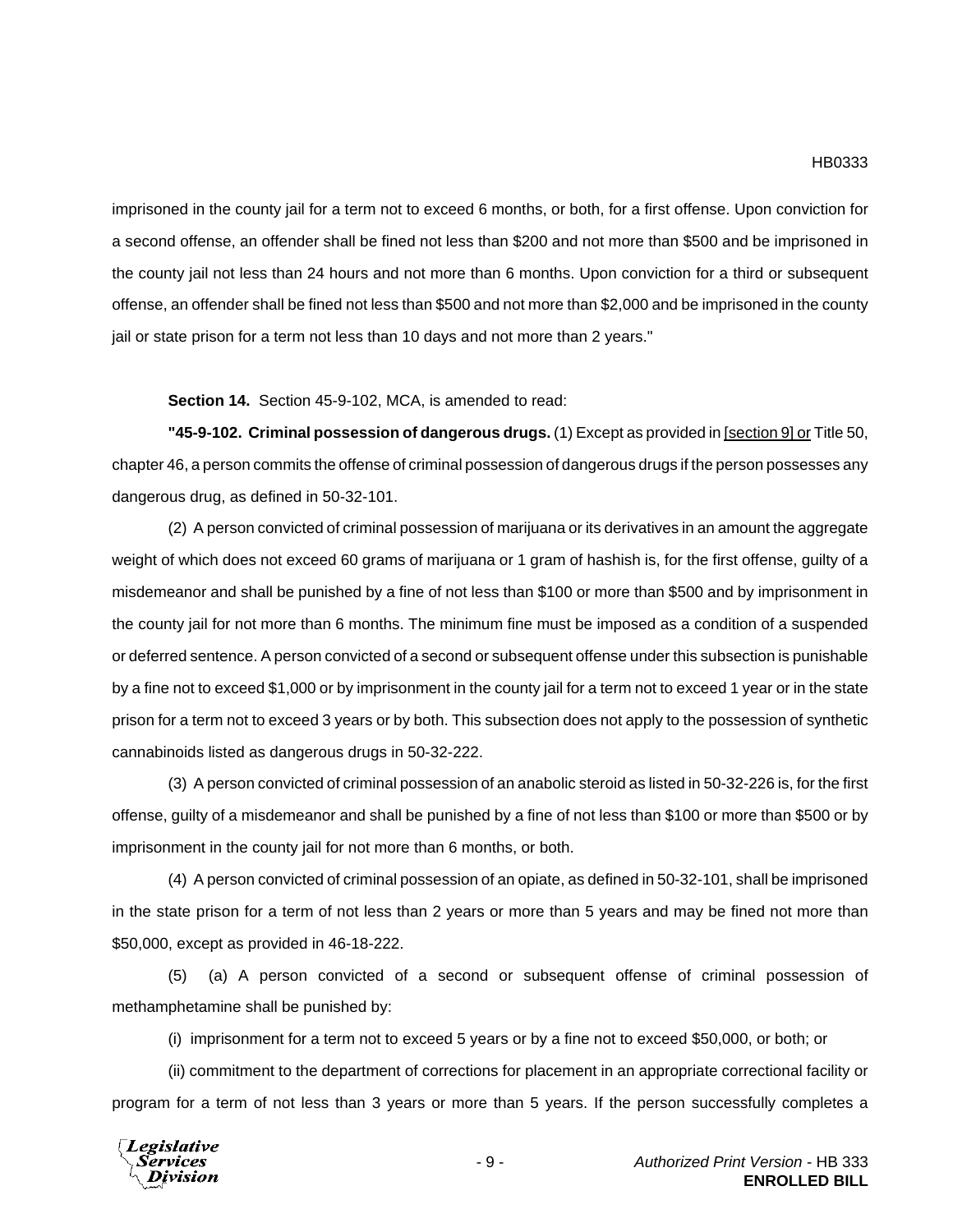imprisoned in the county jail for a term not to exceed 6 months, or both, for a first offense. Upon conviction for a second offense, an offender shall be fined not less than $200 and not more than $500 and be imprisoned in the county jail not less than 24 hours and not more than 6 months. Upon conviction for a third or subsequent offense, an offender shall be fined not less than $500 and not more than $2,000 and be imprisoned in the county jail or state prison for a term not less than 10 days and not more than 2 years."

**Section 14.** Section 45-9-102, MCA, is amended to read:

**"45-9-102. Criminal possession of dangerous drugs.** (1) Except as provided in <u>[section 9] or</u> Title 50, chapter 46, a person commits the offense of criminal possession of dangerous drugs if the person possesses any dangerous drug, as defined in 50-32-101.

(2) A person convicted of criminal possession of marijuana or its derivatives in an amount the aggregate weight of which does not exceed 60 grams of marijuana or 1 gram of hashish is, for the first offense, guilty of a misdemeanor and shall be punished by a fine of not less than $100 or more than $500 and by imprisonment in the county jail for not more than 6 months. The minimum fine must be imposed as a condition of a suspended or deferred sentence. A person convicted of a second or subsequent offense under this subsection is punishable by a fine not to exceed $1,000 or by imprisonment in the county jail for a term not to exceed 1 year or in the state prison for a term not to exceed 3 years or by both. This subsection does not apply to the possession of synthetic cannabinoids listed as dangerous drugs in 50-32-222.

(3) A person convicted of criminal possession of an anabolic steroid as listed in 50-32-226 is, for the first offense, guilty of a misdemeanor and shall be punished by a fine of not less than $100 or more than $500 or by imprisonment in the county jail for not more than 6 months, or both.

(4) A person convicted of criminal possession of an opiate, as defined in 50-32-101, shall be imprisoned in the state prison for a term of not less than 2 years or more than 5 years and may be fined not more than $50,000, except as provided in 46-18-222.

(5) (a) A person convicted of a second or subsequent offense of criminal possession of methamphetamine shall be punished by:

(i) imprisonment for a term not to exceed 5 years or by a fine not to exceed $50,000, or both; or

(ii) commitment to the department of corrections for placement in an appropriate correctional facility or program for a term of not less than 3 years or more than 5 years. If the person successfully completes a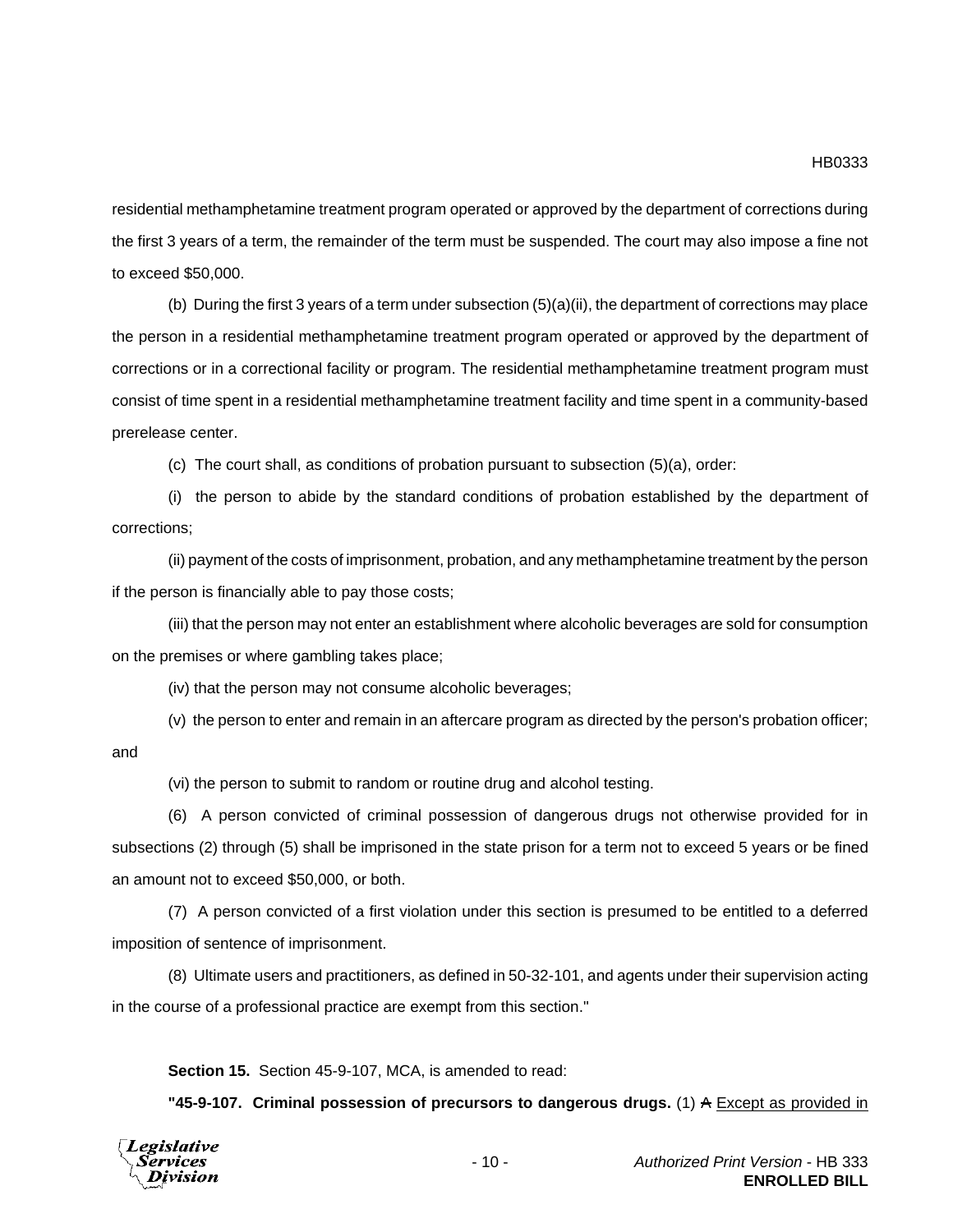residential methamphetamine treatment program operated or approved by the department of corrections during the first 3 years of a term, the remainder of the term must be suspended. The court may also impose a fine not to exceed $50,000.

(b) During the first 3 years of a term under subsection (5)(a)(ii), the department of corrections may place the person in a residential methamphetamine treatment program operated or approved by the department of corrections or in a correctional facility or program. The residential methamphetamine treatment program must consist of time spent in a residential methamphetamine treatment facility and time spent in a community-based prerelease center.

(c) The court shall, as conditions of probation pursuant to subsection (5)(a), order:

(i) the person to abide by the standard conditions of probation established by the department of corrections;

(ii) payment of the costs of imprisonment, probation, and any methamphetamine treatment by the person if the person is financially able to pay those costs;

(iii) that the person may not enter an establishment where alcoholic beverages are sold for consumption on the premises or where gambling takes place;

(iv) that the person may not consume alcoholic beverages;

(v) the person to enter and remain in an aftercare program as directed by the person's probation officer; and

(vi) the person to submit to random or routine drug and alcohol testing.

(6) A person convicted of criminal possession of dangerous drugs not otherwise provided for in subsections (2) through (5) shall be imprisoned in the state prison for a term not to exceed 5 years or be fined an amount not to exceed $50,000, or both.

(7) A person convicted of a first violation under this section is presumed to be entitled to a deferred imposition of sentence of imprisonment.

(8) Ultimate users and practitioners, as defined in 50-32-101, and agents under their supervision acting in the course of a professional practice are exempt from this section."

**Section 15.** Section 45-9-107, MCA, is amended to read:

**"45-9-107. Criminal possession of precursors to dangerous drugs.** (1) ~~A~~ Except as provided in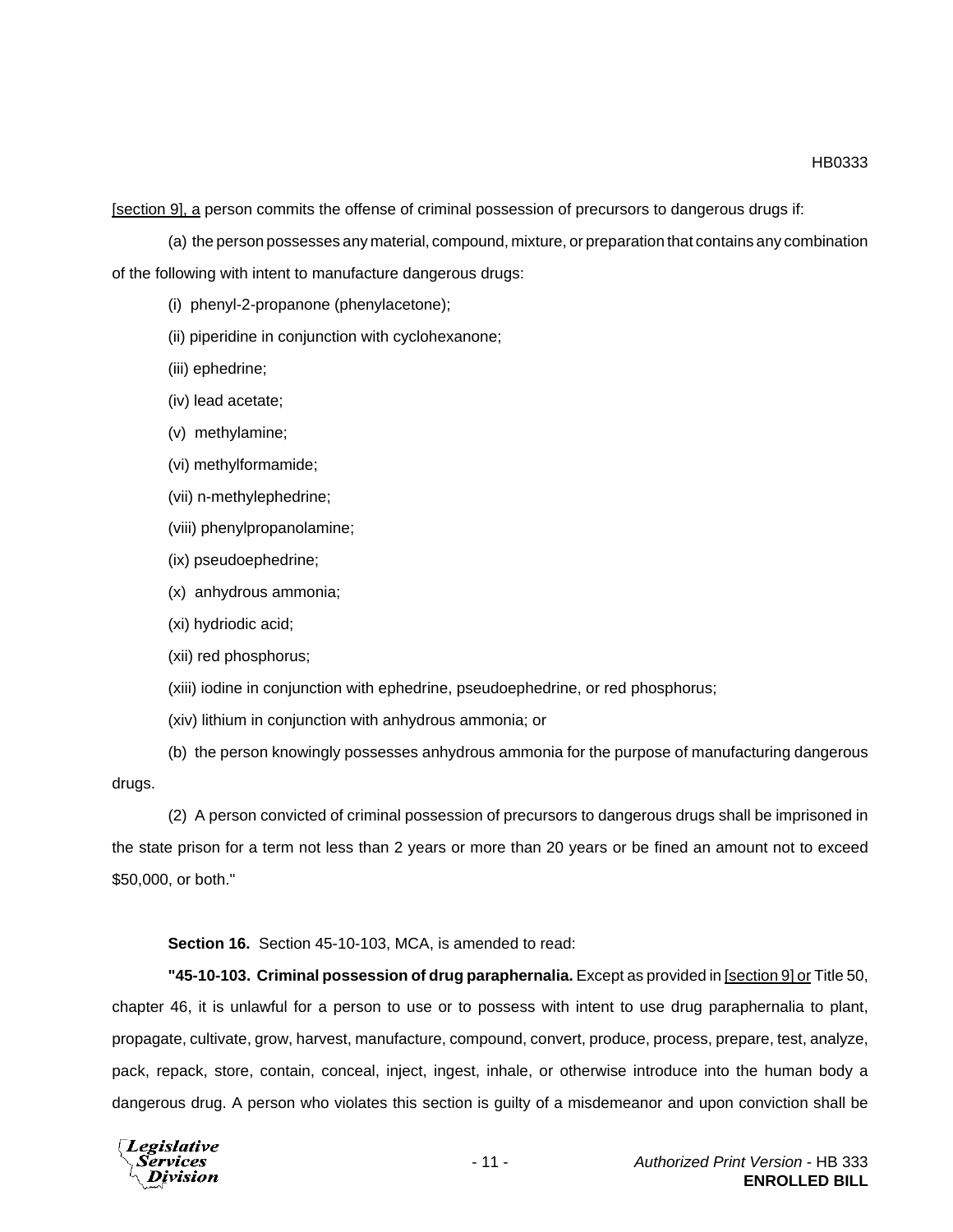[section 9], a person commits the offense of criminal possession of precursors to dangerous drugs if:

(a) the person possesses any material, compound, mixture, or preparation that contains any combination of the following with intent to manufacture dangerous drugs:

(i) phenyl-2-propanone (phenylacetone);

(ii) piperidine in conjunction with cyclohexanone;

(iii) ephedrine;

(iv) lead acetate;

(v) methylamine;

(vi) methylformamide;

(vii) n-methylephedrine;

(viii) phenylpropanolamine;

(ix) pseudoephedrine;

(x) anhydrous ammonia;

(xi) hydriodic acid;

(xii) red phosphorus;

(xiii) iodine in conjunction with ephedrine, pseudoephedrine, or red phosphorus;

(xiv) lithium in conjunction with anhydrous ammonia; or

(b) the person knowingly possesses anhydrous ammonia for the purpose of manufacturing dangerous drugs.

(2) A person convicted of criminal possession of precursors to dangerous drugs shall be imprisoned in the state prison for a term not less than 2 years or more than 20 years or be fined an amount not to exceed $50,000, or both."

**Section 16.** Section 45-10-103, MCA, is amended to read:

**"45-10-103. Criminal possession of drug paraphernalia.** Except as provided in [section 9] or Title 50, chapter 46, it is unlawful for a person to use or to possess with intent to use drug paraphernalia to plant, propagate, cultivate, grow, harvest, manufacture, compound, convert, produce, process, prepare, test, analyze, pack, repack, store, contain, conceal, inject, ingest, inhale, or otherwise introduce into the human body a dangerous drug. A person who violates this section is guilty of a misdemeanor and upon conviction shall be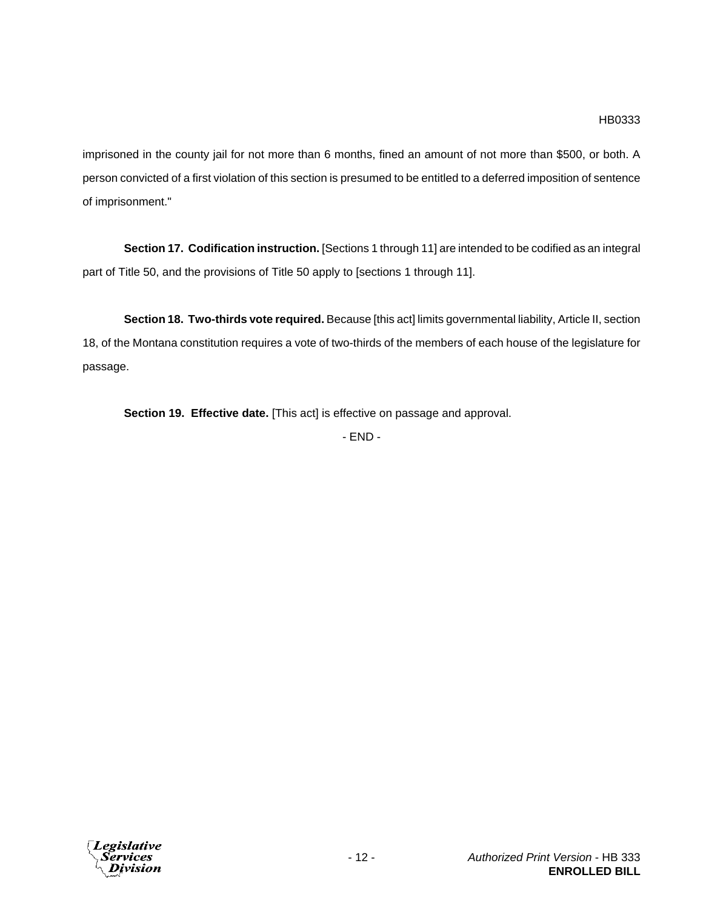imprisoned in the county jail for not more than 6 months, fined an amount of not more than $500, or both. A person convicted of a first violation of this section is presumed to be entitled to a deferred imposition of sentence of imprisonment."

**Section 17. Codification instruction.** [Sections 1 through 11] are intended to be codified as an integral part of Title 50, and the provisions of Title 50 apply to [sections 1 through 11].

**Section 18. Two-thirds vote required.** Because [this act] limits governmental liability, Article II, section 18, of the Montana constitution requires a vote of two-thirds of the members of each house of the legislature for passage.

**Section 19. Effective date.** [This act] is effective on passage and approval.

- END -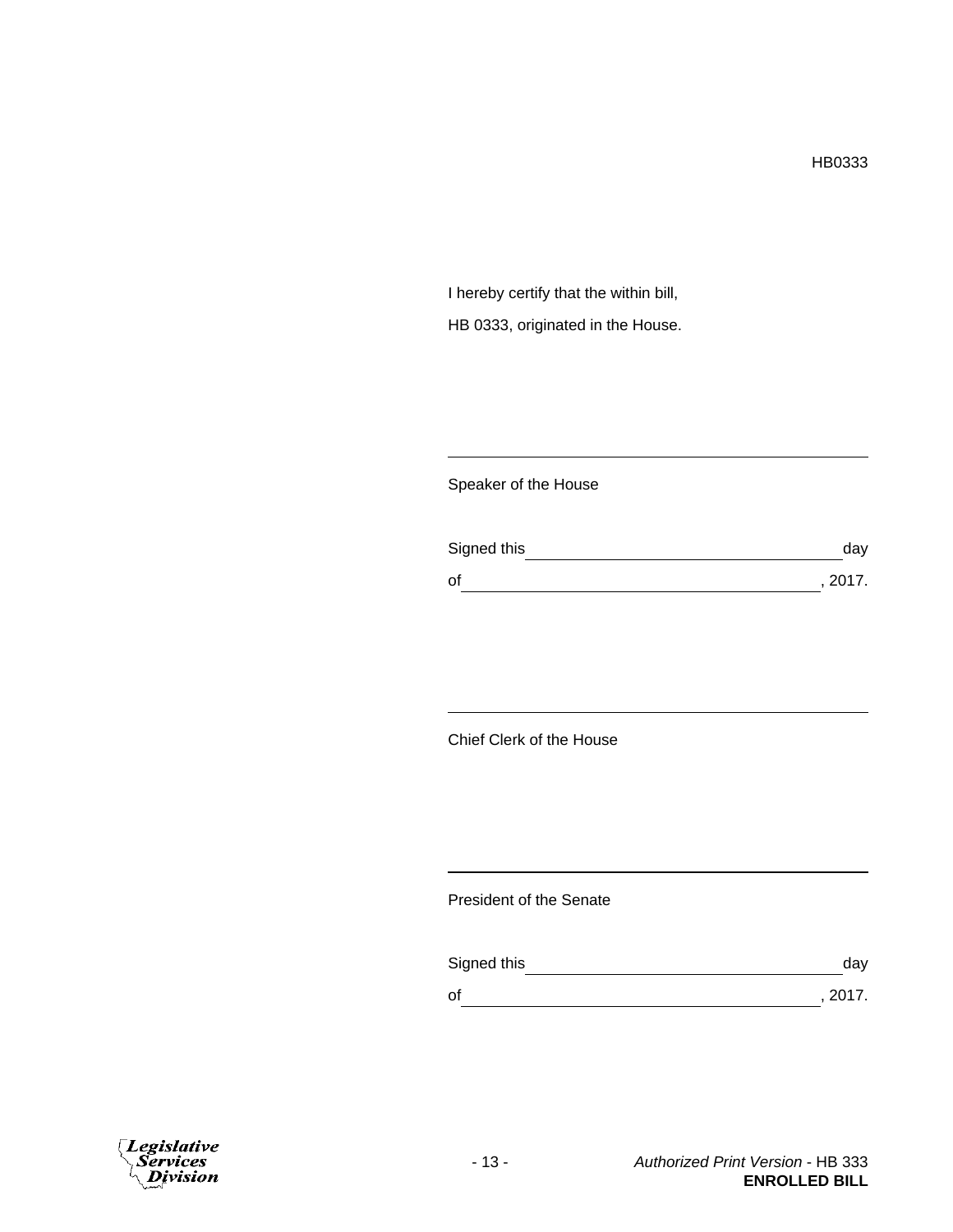HB0333

I hereby certify that the within bill,

HB 0333, originated in the House.

\_\_\_\_\_\_\_\_\_\_\_\_\_\_\_\_\_\_\_\_\_\_\_\_\_\_\_\_\_\_\_\_\_\_\_\_\_\_\_\_

Speaker of the House

Signed this \_\_\_\_\_\_\_\_\_\_\_\_\_\_\_\_\_\_\_\_\_\_\_\_\_\_\_\_\_\_ day

of \_\_\_\_\_\_\_\_\_\_\_\_\_\_\_\_\_\_\_\_\_\_\_\_\_\_\_\_\_\_\_\_\_\_\_, 2017.

\_\_\_\_\_\_\_\_\_\_\_\_\_\_\_\_\_\_\_\_\_\_\_\_\_\_\_\_\_\_\_\_\_\_\_\_\_\_\_\_

Chief Clerk of the House

\_\_\_\_\_\_\_\_\_\_\_\_\_\_\_\_\_\_\_\_\_\_\_\_\_\_\_\_\_\_\_\_\_\_\_\_\_\_\_\_

President of the Senate

Signed this \_\_\_\_\_\_\_\_\_\_\_\_\_\_\_\_\_\_\_\_\_\_\_\_\_\_\_\_\_\_ day

of \_\_\_\_\_\_\_\_\_\_\_\_\_\_\_\_\_\_\_\_\_\_\_\_\_\_\_\_\_\_\_\_\_\_\_, 2017.

*Authorized Print Version* - HB 333
**ENROLLED BILL**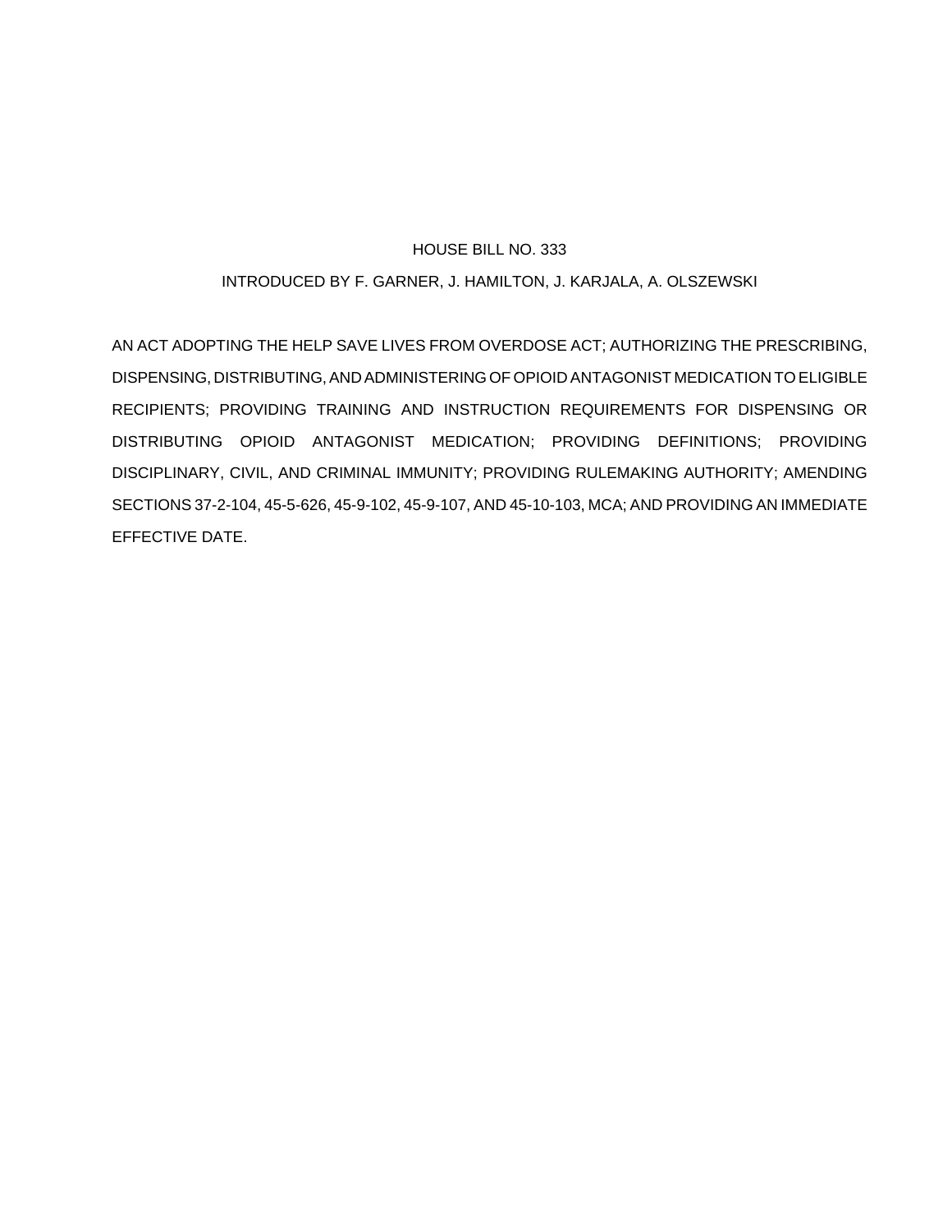HOUSE BILL NO. 333

INTRODUCED BY F. GARNER, J. HAMILTON, J. KARJALA, A. OLSZEWSKI

AN ACT ADOPTING THE HELP SAVE LIVES FROM OVERDOSE ACT; AUTHORIZING THE PRESCRIBING, DISPENSING, DISTRIBUTING, AND ADMINISTERING OF OPIOID ANTAGONIST MEDICATION TO ELIGIBLE RECIPIENTS; PROVIDING TRAINING AND INSTRUCTION REQUIREMENTS FOR DISPENSING OR DISTRIBUTING OPIOID ANTAGONIST MEDICATION; PROVIDING DEFINITIONS; PROVIDING DISCIPLINARY, CIVIL, AND CRIMINAL IMMUNITY; PROVIDING RULEMAKING AUTHORITY; AMENDING SECTIONS 37-2-104, 45-5-626, 45-9-102, 45-9-107, AND 45-10-103, MCA; AND PROVIDING AN IMMEDIATE EFFECTIVE DATE.